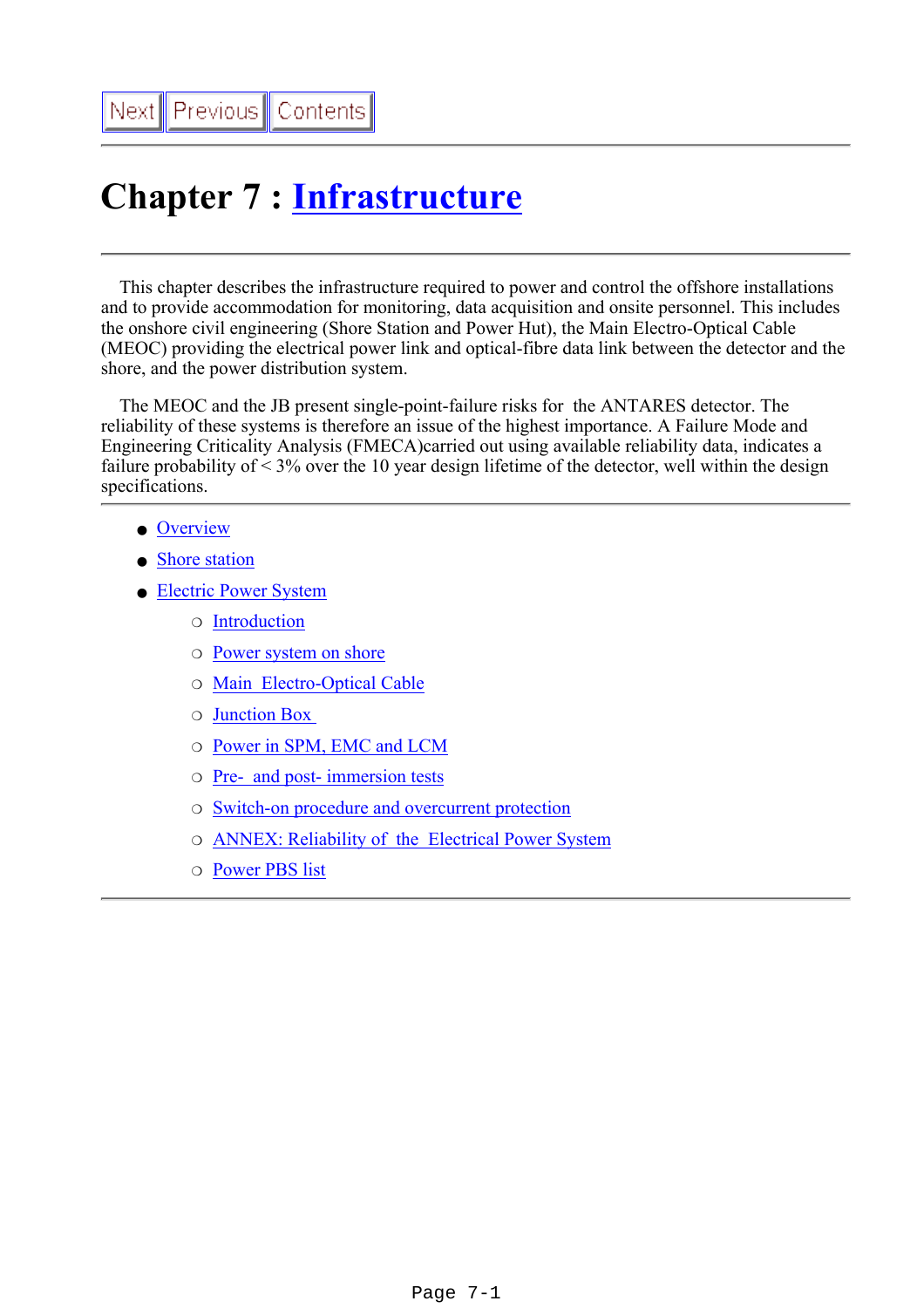# Chapter 7 : Infrastructure

This chapter describes the infrastructure required to power and control the offshore installations and to provide accommodation for monitoring, data acquisition and onsite personnel. This includes the onshore civil engineering (Shore Station and Power Hut), the Main Electro-Optical Cable (MEOC) providing the electrical power link and optical-fibre data link between the detector and the shore, and the power distribution system.

The MEOC and the JB present single-point-failure risks for the ANTARES detector. The reliability of these systems is therefore an issue of the highest importance. A Failure Mode and Engineering Criticality Analysis (FMECA)carried out using available reliability data, indicates a failure probability of < 3% over the 10 year design lifetime of the detector, well within the design specifications.

- Overview
- Shore station
- Electric Power System
  - Introduction
  - Power system on shore
  - Main Electro-Optical Cable
  - Junction Box
  - Power in SPM, EMC and LCM
  - Pre- and post- immersion tests
  - Switch-on procedure and overcurrent protection
  - ANNEX: Reliability of the Electrical Power System
  - Power PBS list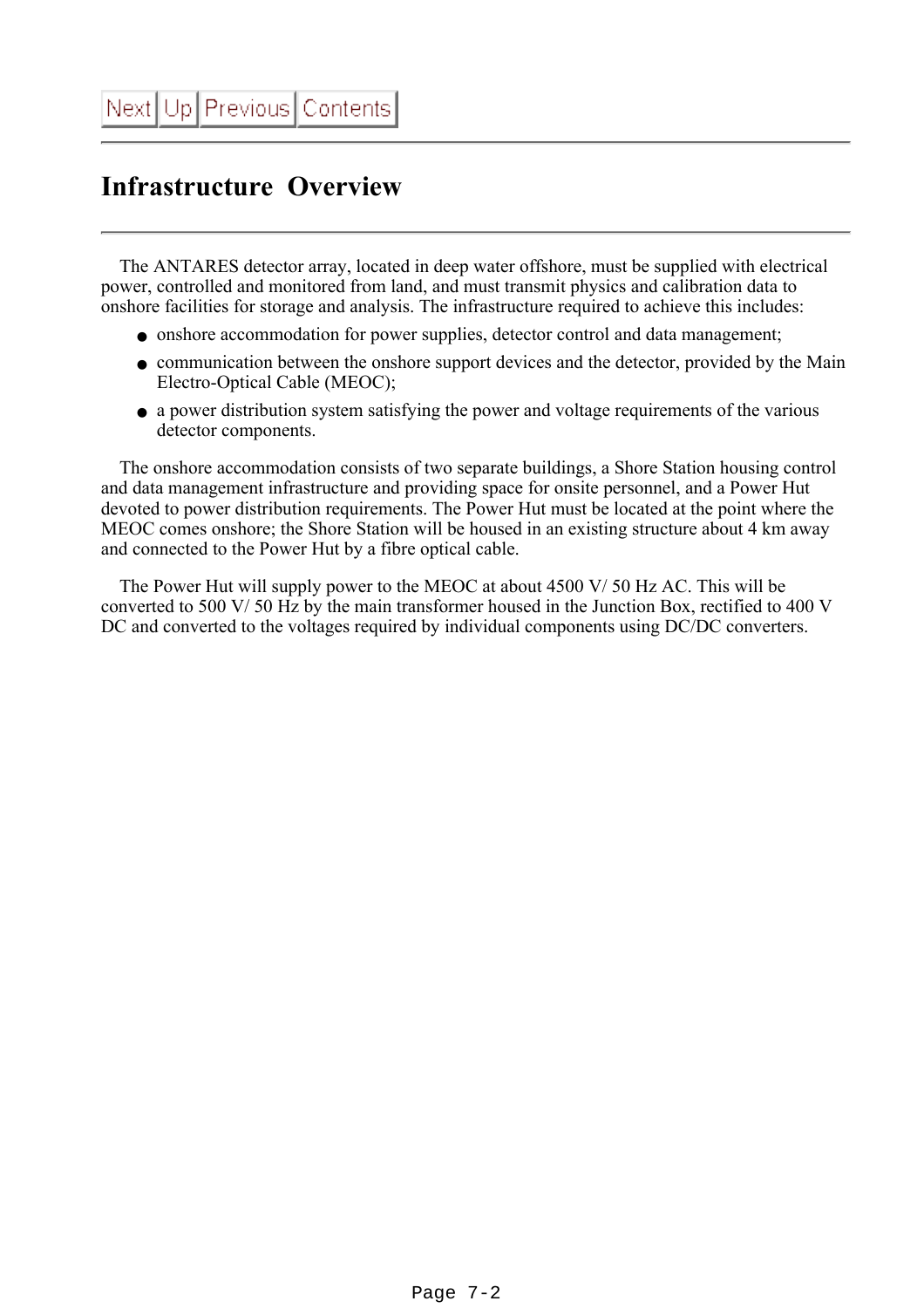# Infrastructure Overview

The ANTARES detector array, located in deep water offshore, must be supplied with electrical power, controlled and monitored from land, and must transmit physics and calibration data to onshore facilities for storage and analysis. The infrastructure required to achieve this includes:

- onshore accommodation for power supplies, detector control and data management;
- communication between the onshore support devices and the detector, provided by the Main Electro-Optical Cable (MEOC);
- a power distribution system satisfying the power and voltage requirements of the various detector components.

The onshore accommodation consists of two separate buildings, a Shore Station housing control and data management infrastructure and providing space for onsite personnel, and a Power Hut devoted to power distribution requirements. The Power Hut must be located at the point where the MEOC comes onshore; the Shore Station will be housed in an existing structure about 4 km away and connected to the Power Hut by a fibre optical cable.

The Power Hut will supply power to the MEOC at about 4500 V/ 50 Hz AC. This will be converted to 500 V/ 50 Hz by the main transformer housed in the Junction Box, rectified to 400 V DC and converted to the voltages required by individual components using DC/DC converters.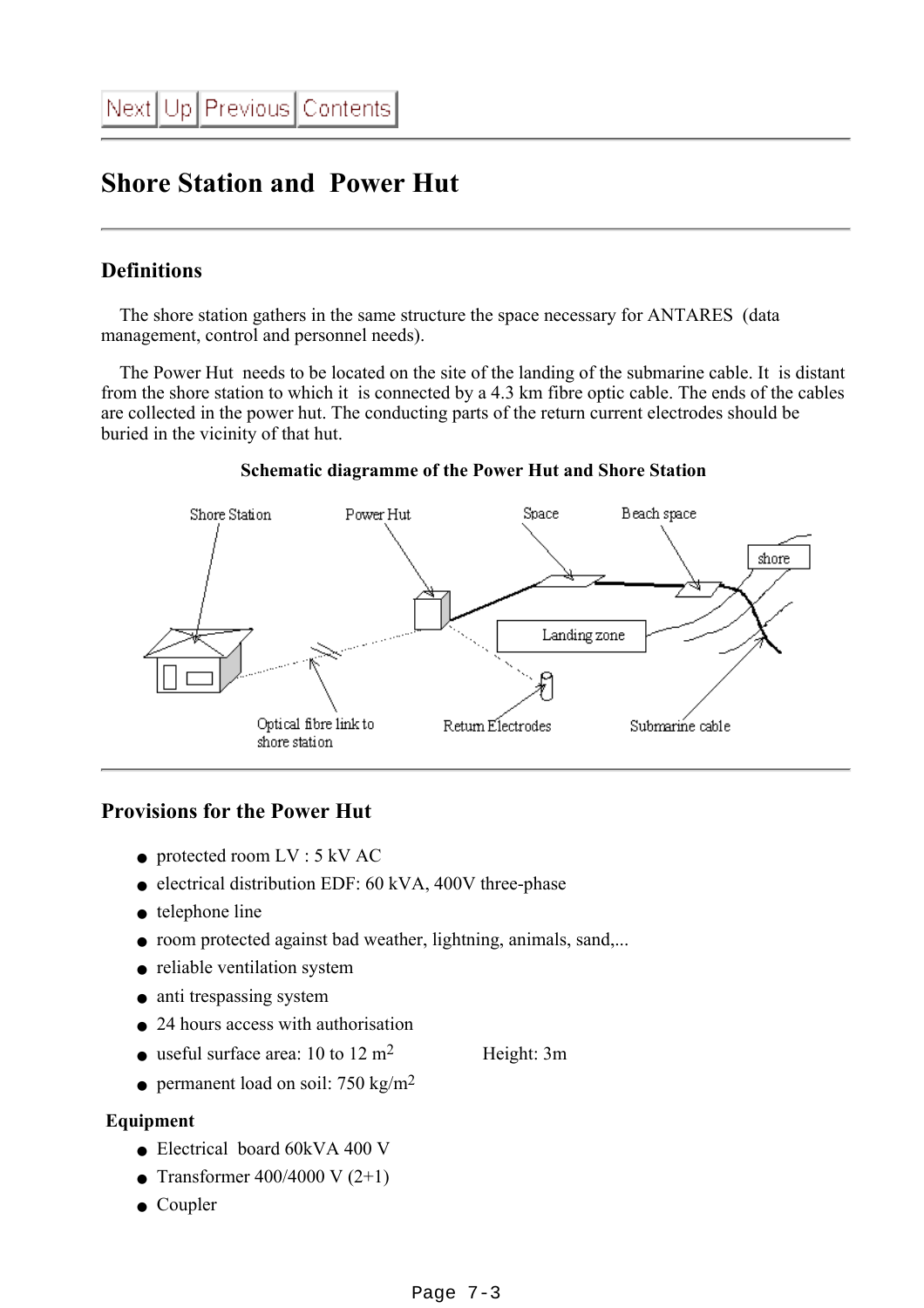# Shore Station and Power Hut

## Definitions

The shore station gathers in the same structure the space necessary for ANTARES (data management, control and personnel needs).

The Power Hut needs to be located on the site of the landing of the submarine cable. It is distant from the shore station to which it is connected by a 4.3 km fibre optic cable. The ends of the cables are collected in the power hut. The conducting parts of the return current electrodes should be buried in the vicinity of that hut.

**Schematic diagramme of the Power Hut and Shore Station**

## Provisions for the Power Hut

- protected room LV : 5 kV AC
- electrical distribution EDF: 60 kVA, 400V three-phase
- telephone line
- room protected against bad weather, lightning, animals, sand,...
- reliable ventilation system
- anti trespassing system
- 24 hours access with authorisation
- useful surface area: 10 to 12 $m^2$ Height: 3m
- permanent load on soil: 750 $kg/m^2$

**Equipment**

- Electrical board 60kVA 400 V
- Transformer 400/4000 V (2+1)
- Coupler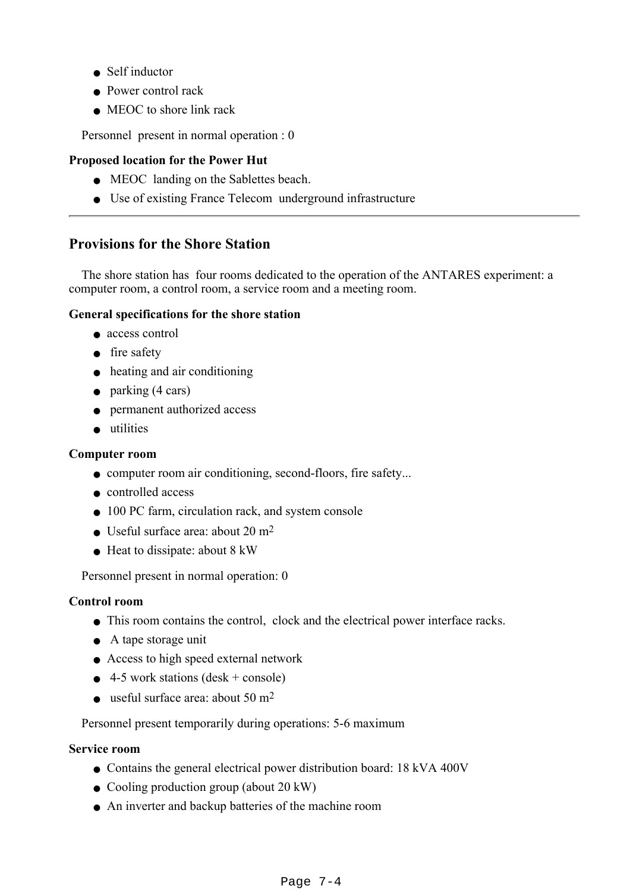- Self inductor
- Power control rack
- MEOC to shore link rack

Personnel present in normal operation : 0

**Proposed location for the Power Hut**

- MEOC landing on the Sablettes beach.
- Use of existing France Telecom underground infrastructure

---

## Provisions for the Shore Station

The shore station has four rooms dedicated to the operation of the ANTARES experiment: a computer room, a control room, a service room and a meeting room.

**General specifications for the shore station**

- access control
- fire safety
- heating and air conditioning
- parking (4 cars)
- permanent authorized access
- utilities

**Computer room**

- computer room air conditioning, second-floors, fire safety...
- controlled access
- 100 PC farm, circulation rack, and system console
- Useful surface area: about 20 $m^2$
- Heat to dissipate: about 8 kW

Personnel present in normal operation: 0

**Control room**

- This room contains the control, clock and the electrical power interface racks.
- A tape storage unit
- Access to high speed external network
- 4-5 work stations (desk + console)
- useful surface area: about 50 $m^2$

Personnel present temporarily during operations: 5-6 maximum

**Service room**

- Contains the general electrical power distribution board: 18 kVA 400V
- Cooling production group (about 20 kW)
- An inverter and backup batteries of the machine room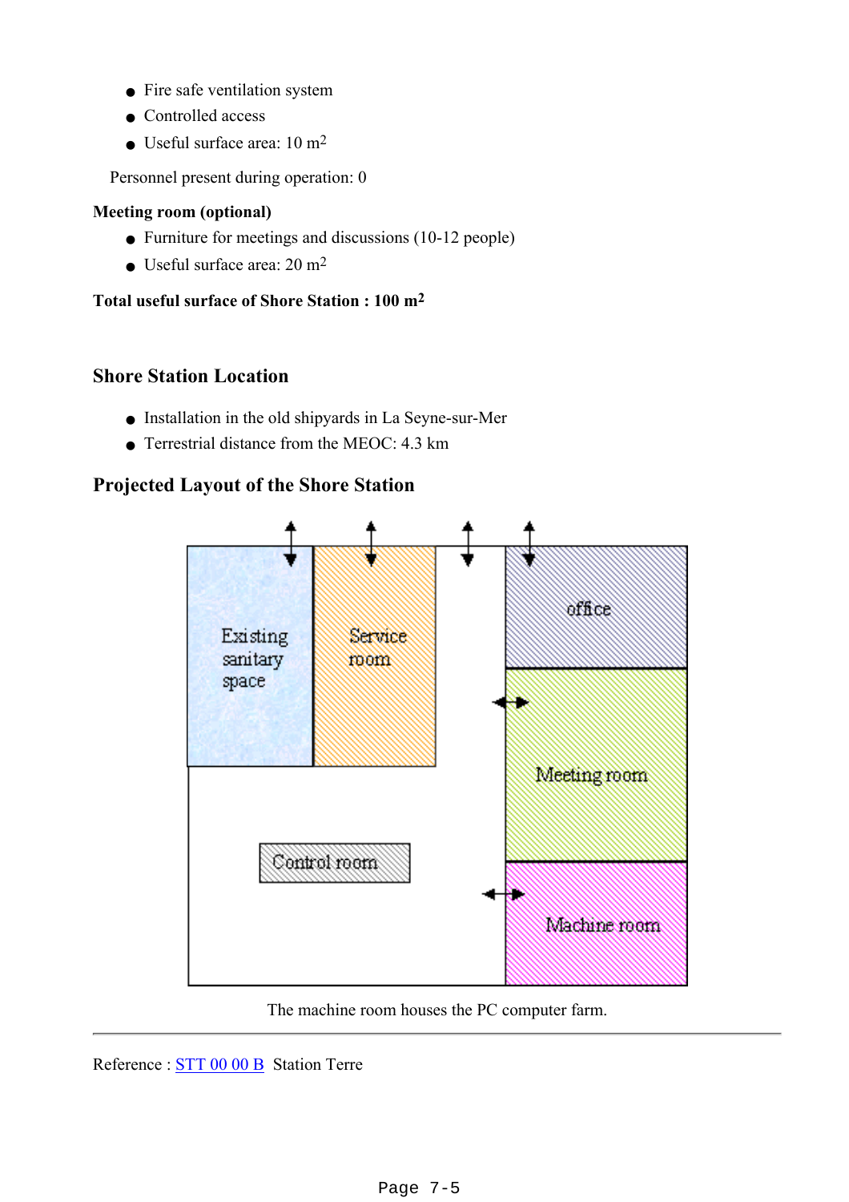- Fire safe ventilation system
- Controlled access
- Useful surface area: 10 $m^2$

Personnel present during operation: 0

**Meeting room (optional)**

- Furniture for meetings and discussions (10-12 people)
- Useful surface area: 20 $m^2$

**Total useful surface of Shore Station : 100 $m^2$**

## Shore Station Location

- Installation in the old shipyards in La Seyne-sur-Mer
- Terrestrial distance from the MEOC: 4.3 km

## Projected Layout of the Shore Station

Existing sanitary space | Service room | office | Meeting room | Control room | Machine room

The machine room houses the PC computer farm.

---

Reference : STT 00 00 B Station Terre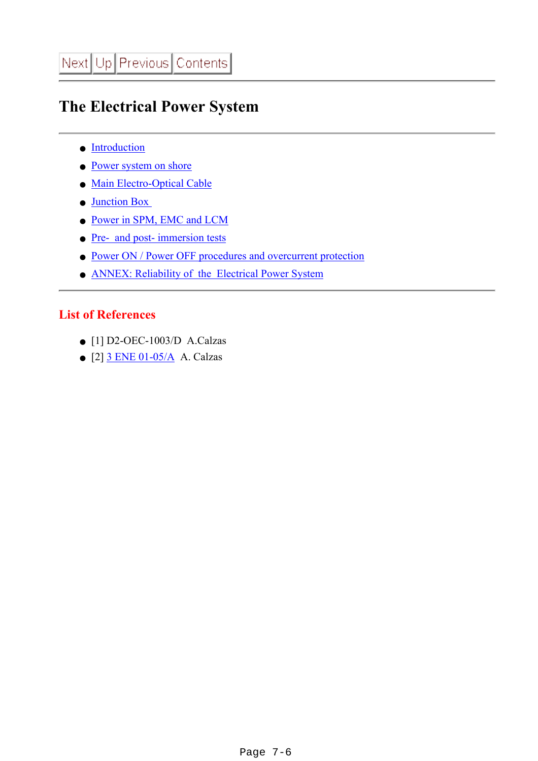Next | Up | Previous | Contents

# The Electrical Power System

- Introduction
- Power system on shore
- Main Electro-Optical Cable
- Junction Box
- Power in SPM, EMC and LCM
- Pre- and post- immersion tests
- Power ON / Power OFF procedures and overcurrent protection
- ANNEX: Reliability of the Electrical Power System

## List of References

- [1] D2-OEC-1003/D A.Calzas
- [2] 3 ENE 01-05/A A. Calzas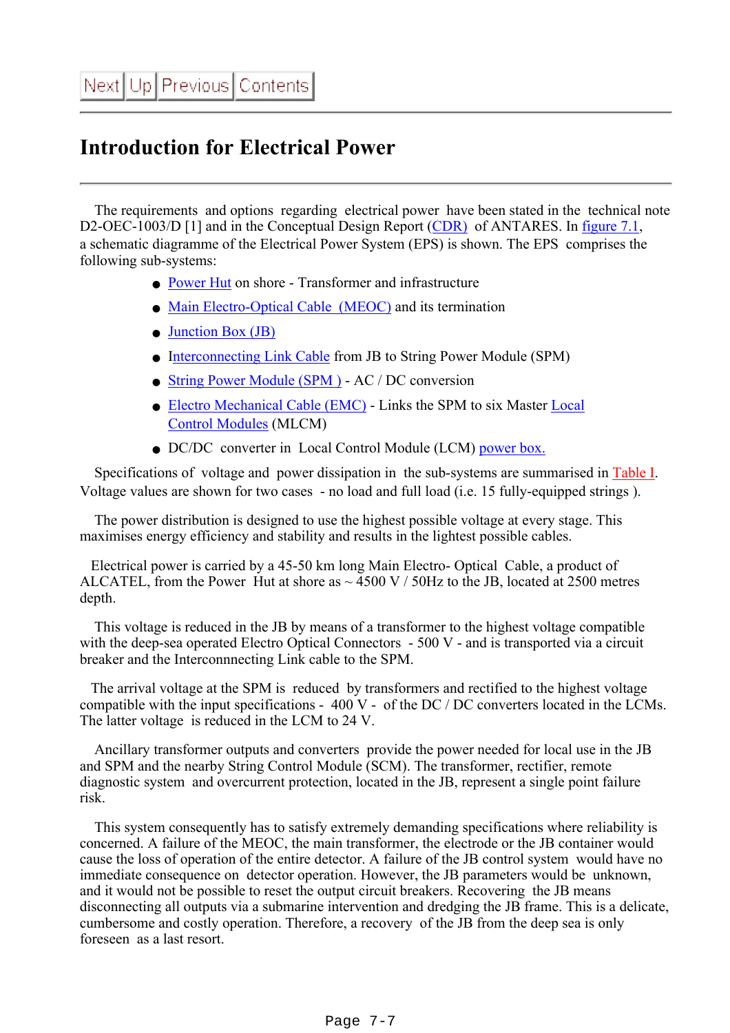Next Up Previous Contents

# Introduction for Electrical Power

The requirements and options regarding electrical power have been stated in the technical note D2-OEC-1003/D [1] and in the Conceptual Design Report (CDR) of ANTARES. In figure 7.1, a schematic diagramme of the Electrical Power System (EPS) is shown. The EPS comprises the following sub-systems:

- Power Hut on shore - Transformer and infrastructure
- Main Electro-Optical Cable (MEOC) and its termination
- Junction Box (JB)
- Interconnecting Link Cable from JB to String Power Module (SPM)
- String Power Module (SPM ) - AC / DC conversion
- Electro Mechanical Cable (EMC) - Links the SPM to six Master Local Control Modules (MLCM)
- DC/DC converter in Local Control Module (LCM) power box.

Specifications of voltage and power dissipation in the sub-systems are summarised in Table I. Voltage values are shown for two cases - no load and full load (i.e. 15 fully-equipped strings ).

The power distribution is designed to use the highest possible voltage at every stage. This maximises energy efficiency and stability and results in the lightest possible cables.

Electrical power is carried by a 45-50 km long Main Electro- Optical Cable, a product of ALCATEL, from the Power Hut at shore as ~ 4500 V / 50Hz to the JB, located at 2500 metres depth.

This voltage is reduced in the JB by means of a transformer to the highest voltage compatible with the deep-sea operated Electro Optical Connectors - 500 V - and is transported via a circuit breaker and the Interconnnecting Link cable to the SPM.

The arrival voltage at the SPM is reduced by transformers and rectified to the highest voltage compatible with the input specifications - 400 V - of the DC / DC converters located in the LCMs. The latter voltage is reduced in the LCM to 24 V.

Ancillary transformer outputs and converters provide the power needed for local use in the JB and SPM and the nearby String Control Module (SCM). The transformer, rectifier, remote diagnostic system and overcurrent protection, located in the JB, represent a single point failure risk.

This system consequently has to satisfy extremely demanding specifications where reliability is concerned. A failure of the MEOC, the main transformer, the electrode or the JB container would cause the loss of operation of the entire detector. A failure of the JB control system would have no immediate consequence on detector operation. However, the JB parameters would be unknown, and it would not be possible to reset the output circuit breakers. Recovering the JB means disconnecting all outputs via a submarine intervention and dredging the JB frame. This is a delicate, cumbersome and costly operation. Therefore, a recovery of the JB from the deep sea is only foreseen as a last resort.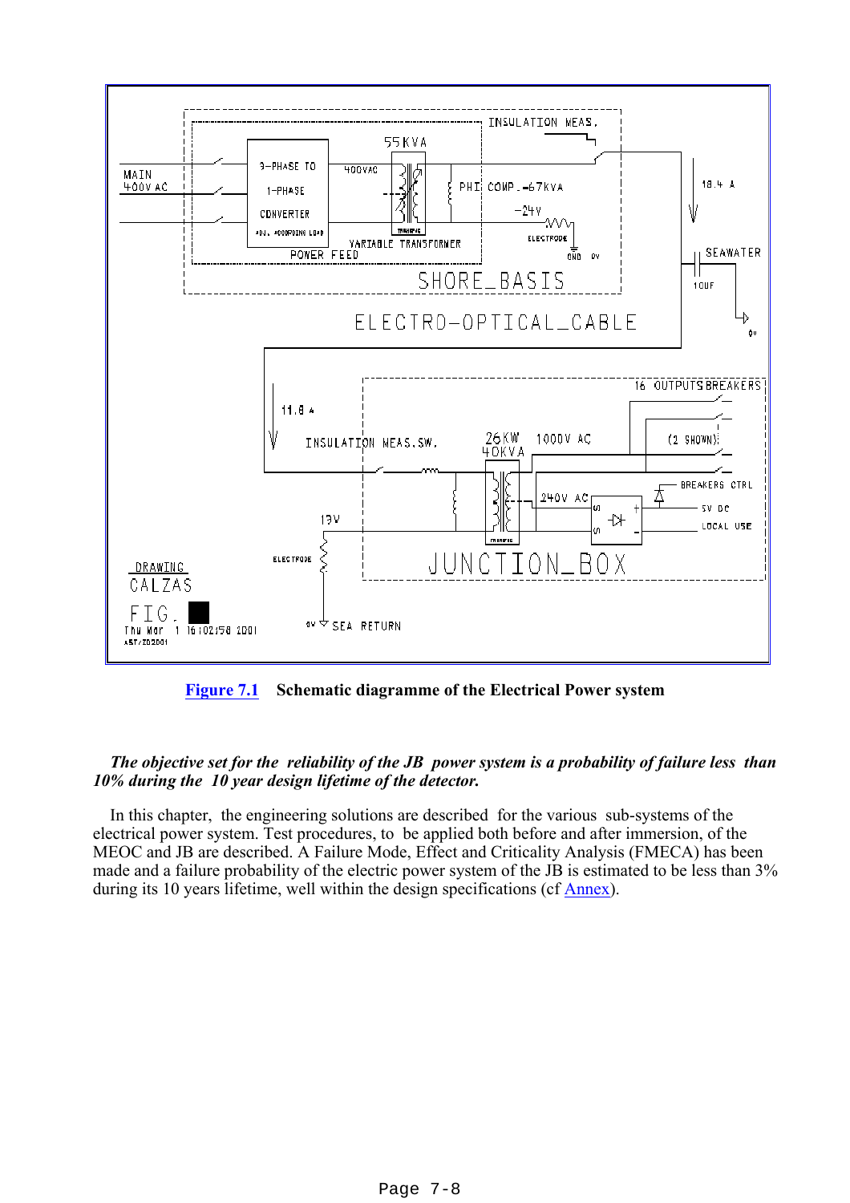**Figure 7.1** **Schematic diagramme of the Electrical Power system**

***The objective set for the reliability of the JB power system is a probability of failure less than 10% during the 10 year design lifetime of the detector.***

In this chapter, the engineering solutions are described for the various sub-systems of the electrical power system. Test procedures, to be applied both before and after immersion, of the MEOC and JB are described. A Failure Mode, Effect and Criticality Analysis (FMECA) has been made and a failure probability of the electric power system of the JB is estimated to be less than 3% during its 10 years lifetime, well within the design specifications (cf Annex).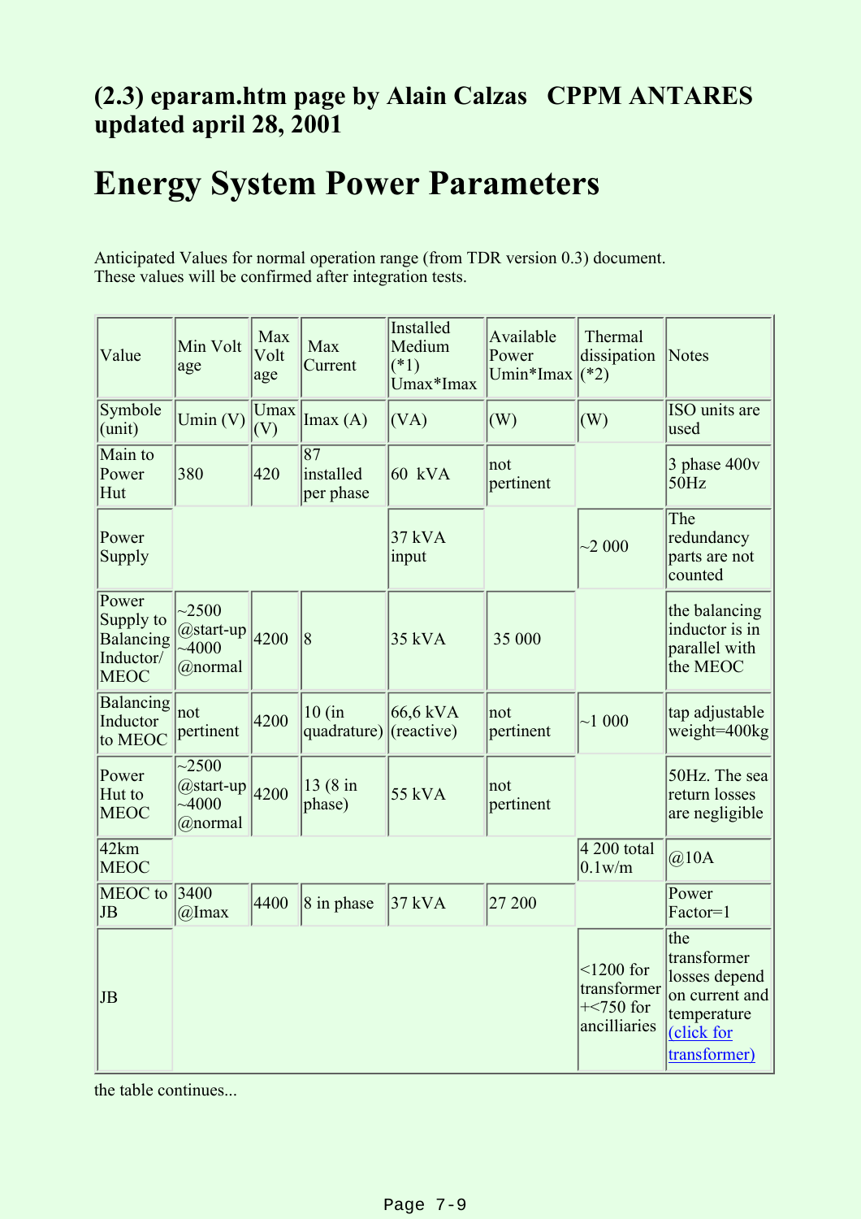## (2.3) eparam.htm page by Alain Calzas CPPM ANTARES updated april 28, 2001

# Energy System Power Parameters

Anticipated Values for normal operation range (from TDR version 0.3) document.
These values will be confirmed after integration tests.

| Value | Min Volt age | Max Volt age | Max Current | Installed Medium (*1) Umax*Imax | Available Power Umin*Imax | Thermal dissipation (*2) | Notes |
|---|---|---|---|---|---|---|---|
| Symbole (unit) | Umin (V) | Umax (V) | Imax (A) | (VA) | (W) | (W) | ISO units are used |
| Main to Power Hut | 380 | 420 | 87 installed per phase | 60 kVA | not pertinent | | 3 phase 400v 50Hz |
| Power Supply | | | | 37 kVA input | | ~2 000 | The redundancy parts are not counted |
| Power Supply to Balancing Inductor/ MEOC | ~2500 @start-up ~4000 @normal | 4200 | 8 | 35 kVA | 35 000 | | the balancing inductor is in parallel with the MEOC |
| Balancing Inductor to MEOC | not pertinent | 4200 | 10 (in quadrature) | 66,6 kVA (reactive) | not pertinent | ~1 000 | tap adjustable weight=400kg |
| Power Hut to MEOC | ~2500 @start-up ~4000 @normal | 4200 | 13 (8 in phase) | 55 kVA | not pertinent | | 50Hz. The sea return losses are negligible |
| 42km MEOC | | | | | | 4 200 total 0.1w/m | @10A |
| MEOC to JB | 3400 @Imax | 4400 | 8 in phase | 37 kVA | 27 200 | | Power Factor=1 |
| JB | | | | | | <1200 for transformer +<750 for ancilliaries | the transformer losses depend on current and temperature [(click for transformer)]() |

the table continues...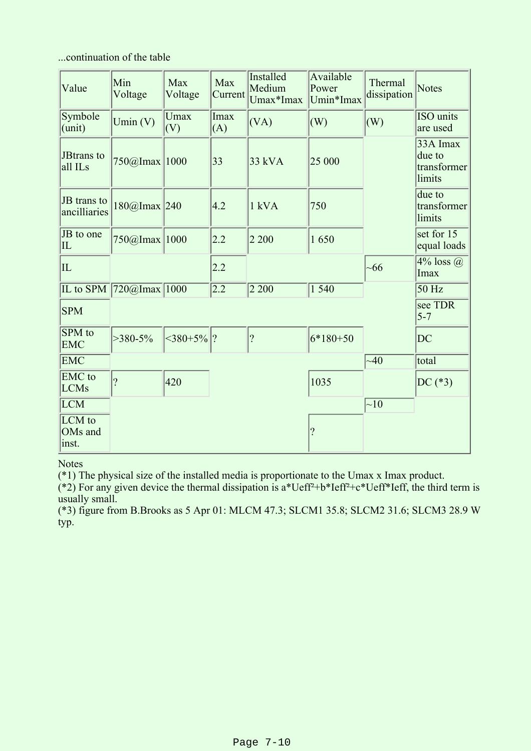...continuation of the table

| Value | Min Voltage | Max Voltage | Max Current | Installed Medium Umax*Imax | Available Power Umin*Imax | Thermal dissipation | Notes |
|---|---|---|---|---|---|---|---|
| Symbole (unit) | Umin (V) | Umax (V) | Imax (A) | (VA) | (W) | (W) | ISO units are used |
| JBtrans to all ILs | 750@Imax | 1000 | 33 | 33 kVA | 25 000 | | 33A Imax due to transformer limits |
| JB trans to ancilliaries | 180@Imax | 240 | 4.2 | 1 kVA | 750 | | due to transformer limits |
| JB to one IL | 750@Imax | 1000 | 2.2 | 2 200 | 1 650 | | set for 15 equal loads |
| IL | | | 2.2 | | | ~66 | 4% loss @ Imax |
| IL to SPM | 720@Imax | 1000 | 2.2 | 2 200 | 1 540 | | 50 Hz |
| SPM | | | | | | | see TDR 5-7 |
| SPM to EMC | >380-5% | <380+5% | ? | ? | 6*180+50 | | DC |
| EMC | | | | | | ~40 | total |
| EMC to LCMs | ? | 420 | | | 1035 | | DC (*3) |
| LCM | | | | | | ~10 | |
| LCM to OMs and inst. | | | | | ? | | |

Notes

(*1) The physical size of the installed media is proportionate to the Umax x Imax product.

(*2) For any given device the thermal dissipation is $a*Ueff^2+b*Ieff^2+c*Ueff*Ieff$, the third term is usually small.

(*3) figure from B.Brooks as 5 Apr 01: MLCM 47.3; SLCM1 35.8; SLCM2 31.6; SLCM3 28.9 W typ.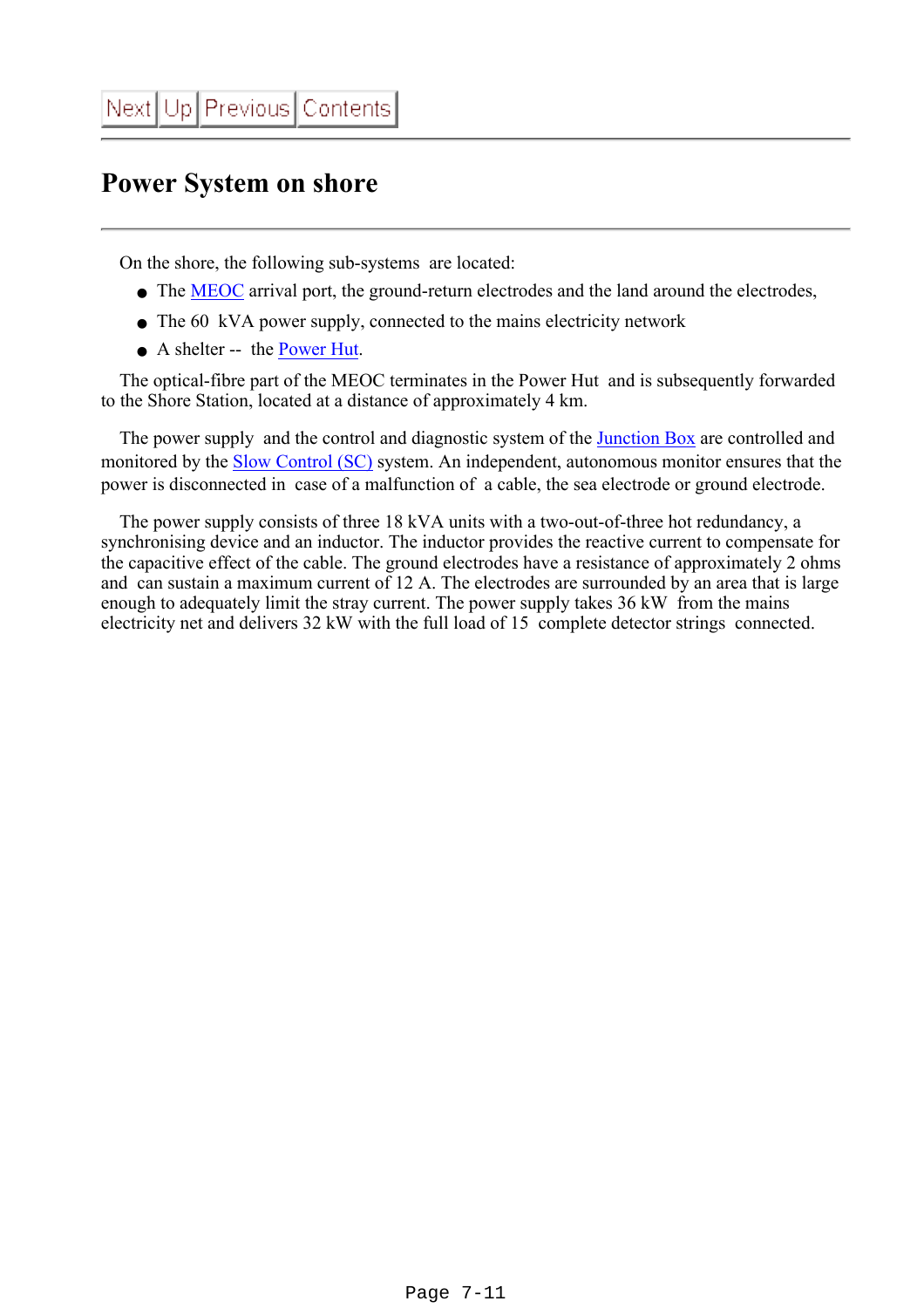# Power System on shore

On the shore, the following sub-systems are located:

- The MEOC arrival port, the ground-return electrodes and the land around the electrodes,
- The 60 kVA power supply, connected to the mains electricity network
- A shelter -- the Power Hut.

The optical-fibre part of the MEOC terminates in the Power Hut and is subsequently forwarded to the Shore Station, located at a distance of approximately 4 km.

The power supply and the control and diagnostic system of the Junction Box are controlled and monitored by the Slow Control (SC) system. An independent, autonomous monitor ensures that the power is disconnected in case of a malfunction of a cable, the sea electrode or ground electrode.

The power supply consists of three 18 kVA units with a two-out-of-three hot redundancy, a synchronising device and an inductor. The inductor provides the reactive current to compensate for the capacitive effect of the cable. The ground electrodes have a resistance of approximately 2 ohms and can sustain a maximum current of 12 A. The electrodes are surrounded by an area that is large enough to adequately limit the stray current. The power supply takes 36 kW from the mains electricity net and delivers 32 kW with the full load of 15 complete detector strings connected.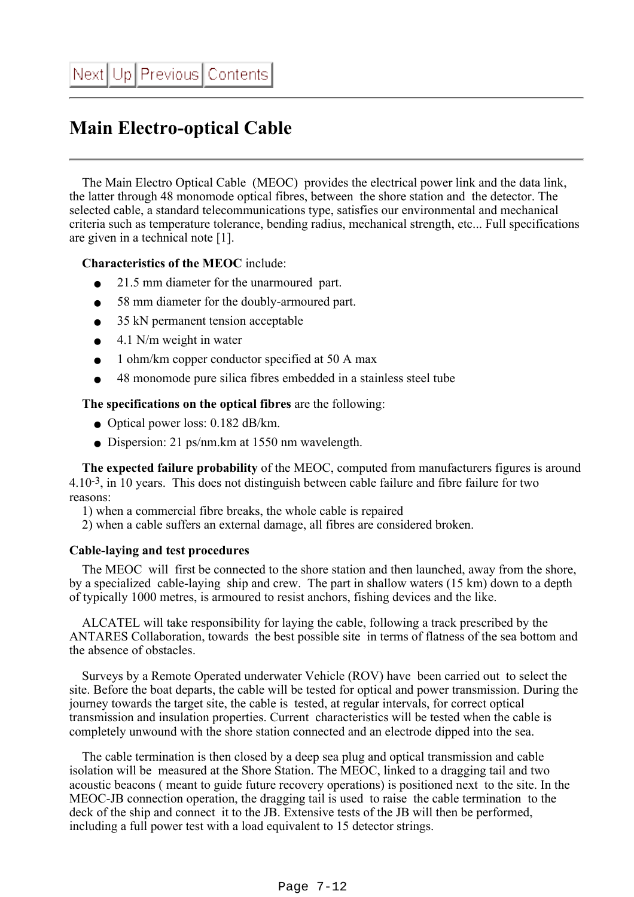# Main Electro-optical Cable

The Main Electro Optical Cable (MEOC) provides the electrical power link and the data link, the latter through 48 monomode optical fibres, between the shore station and the detector. The selected cable, a standard telecommunications type, satisfies our environmental and mechanical criteria such as temperature tolerance, bending radius, mechanical strength, etc... Full specifications are given in a technical note [1].

**Characteristics of the MEOC** include:

- 21.5 mm diameter for the unarmoured part.
- 58 mm diameter for the doubly-armoured part.
- 35 kN permanent tension acceptable
- 4.1 N/m weight in water
- 1 ohm/km copper conductor specified at 50 A max
- 48 monomode pure silica fibres embedded in a stainless steel tube

**The specifications on the optical fibres** are the following:

- Optical power loss: 0.182 dB/km.
- Dispersion: 21 ps/nm.km at 1550 nm wavelength.

**The expected failure probability** of the MEOC, computed from manufacturers figures is around $4.10^{-3}$, in 10 years. This does not distinguish between cable failure and fibre failure for two reasons:
1) when a commercial fibre breaks, the whole cable is repaired
2) when a cable suffers an external damage, all fibres are considered broken.

### Cable-laying and test procedures

The MEOC will first be connected to the shore station and then launched, away from the shore, by a specialized cable-laying ship and crew. The part in shallow waters (15 km) down to a depth of typically 1000 metres, is armoured to resist anchors, fishing devices and the like.

ALCATEL will take responsibility for laying the cable, following a track prescribed by the ANTARES Collaboration, towards the best possible site in terms of flatness of the sea bottom and the absence of obstacles.

Surveys by a Remote Operated underwater Vehicle (ROV) have been carried out to select the site. Before the boat departs, the cable will be tested for optical and power transmission. During the journey towards the target site, the cable is tested, at regular intervals, for correct optical transmission and insulation properties. Current characteristics will be tested when the cable is completely unwound with the shore station connected and an electrode dipped into the sea.

The cable termination is then closed by a deep sea plug and optical transmission and cable isolation will be measured at the Shore Station. The MEOC, linked to a dragging tail and two acoustic beacons ( meant to guide future recovery operations) is positioned next to the site. In the MEOC-JB connection operation, the dragging tail is used to raise the cable termination to the deck of the ship and connect it to the JB. Extensive tests of the JB will then be performed, including a full power test with a load equivalent to 15 detector strings.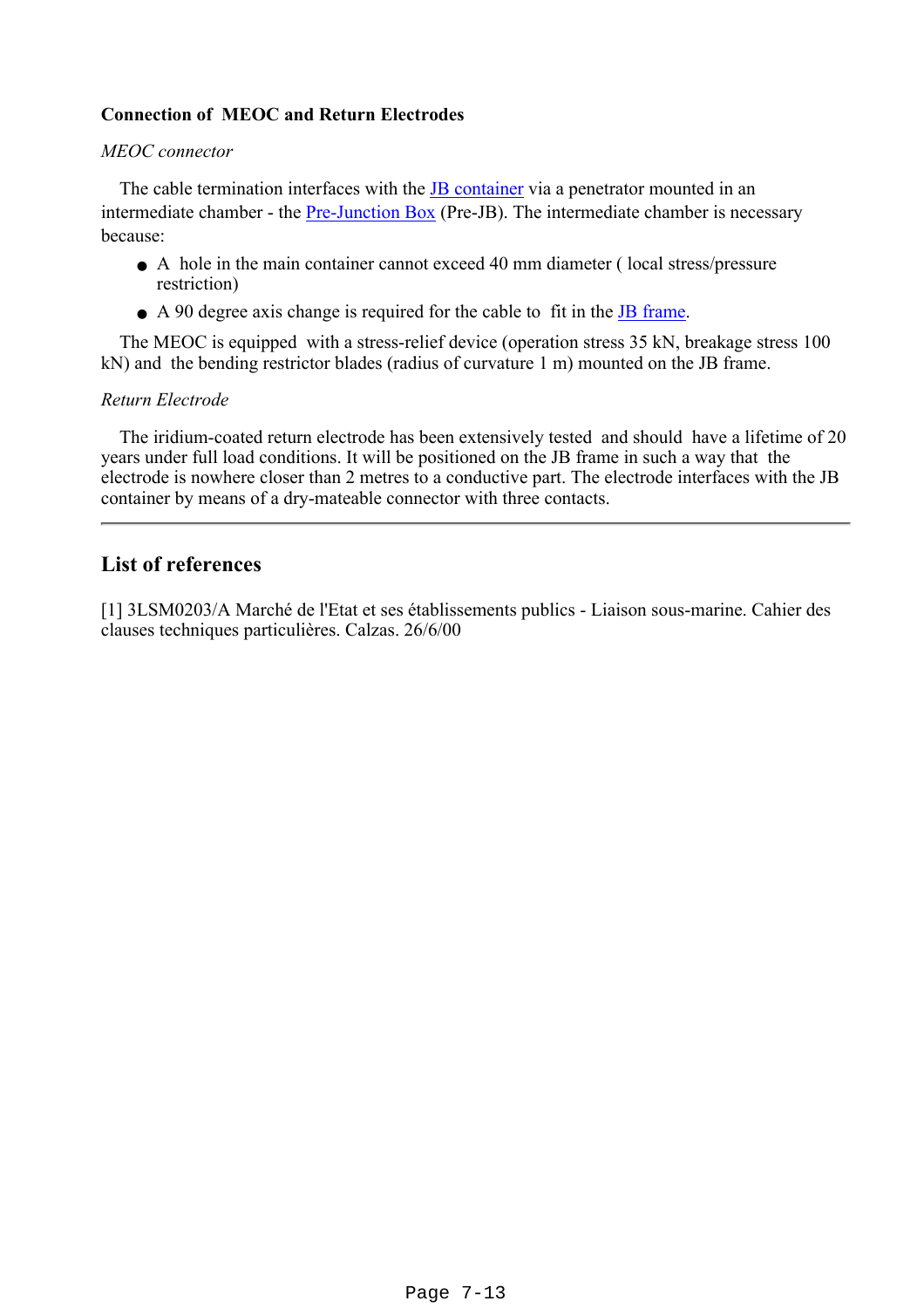### Connection of MEOC and Return Electrodes

*MEOC connector*

The cable termination interfaces with the JB container via a penetrator mounted in an intermediate chamber - the Pre-Junction Box (Pre-JB). The intermediate chamber is necessary because:

- A hole in the main container cannot exceed 40 mm diameter ( local stress/pressure restriction)
- A 90 degree axis change is required for the cable to fit in the JB frame.

The MEOC is equipped with a stress-relief device (operation stress 35 kN, breakage stress 100 kN) and the bending restrictor blades (radius of curvature 1 m) mounted on the JB frame.

*Return Electrode*

The iridium-coated return electrode has been extensively tested and should have a lifetime of 20 years under full load conditions. It will be positioned on the JB frame in such a way that the electrode is nowhere closer than 2 metres to a conductive part. The electrode interfaces with the JB container by means of a dry-mateable connector with three contacts.

---

## List of references

[1] 3LSM0203/A Marché de l'Etat et ses établissements publics - Liaison sous-marine. Cahier des clauses techniques particulières. Calzas. 26/6/00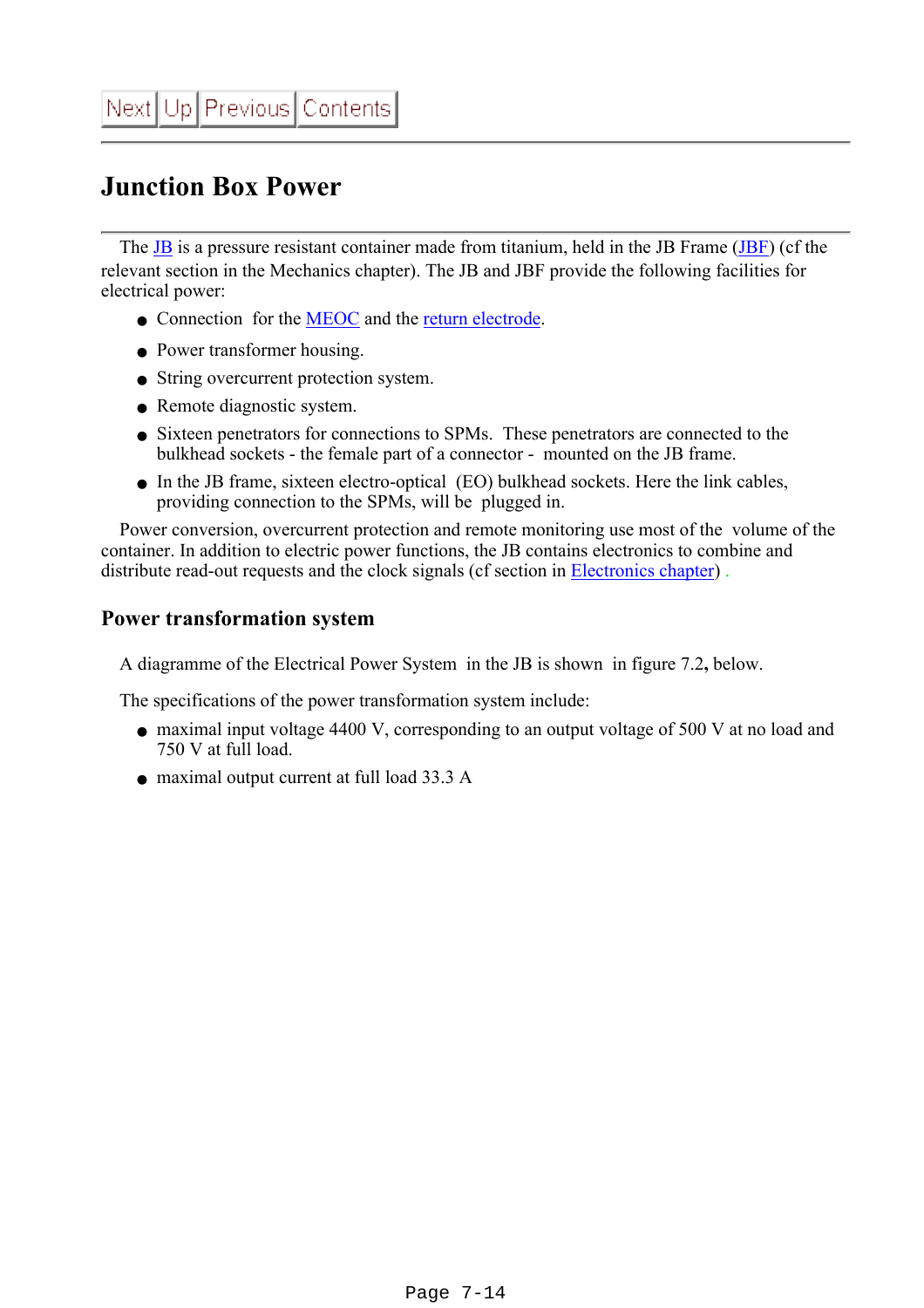Next Up Previous Contents

# Junction Box Power

The JB is a pressure resistant container made from titanium, held in the JB Frame (JBF) (cf the relevant section in the Mechanics chapter). The JB and JBF provide the following facilities for electrical power:

- Connection for the MEOC and the return electrode.
- Power transformer housing.
- String overcurrent protection system.
- Remote diagnostic system.
- Sixteen penetrators for connections to SPMs. These penetrators are connected to the bulkhead sockets - the female part of a connector - mounted on the JB frame.
- In the JB frame, sixteen electro-optical (EO) bulkhead sockets. Here the link cables, providing connection to the SPMs, will be plugged in.

Power conversion, overcurrent protection and remote monitoring use most of the volume of the container. In addition to electric power functions, the JB contains electronics to combine and distribute read-out requests and the clock signals (cf section in Electronics chapter) .

## Power transformation system

A diagramme of the Electrical Power System in the JB is shown in figure 7.2, below.

The specifications of the power transformation system include:

- maximal input voltage 4400 V, corresponding to an output voltage of 500 V at no load and 750 V at full load.
- maximal output current at full load 33.3 A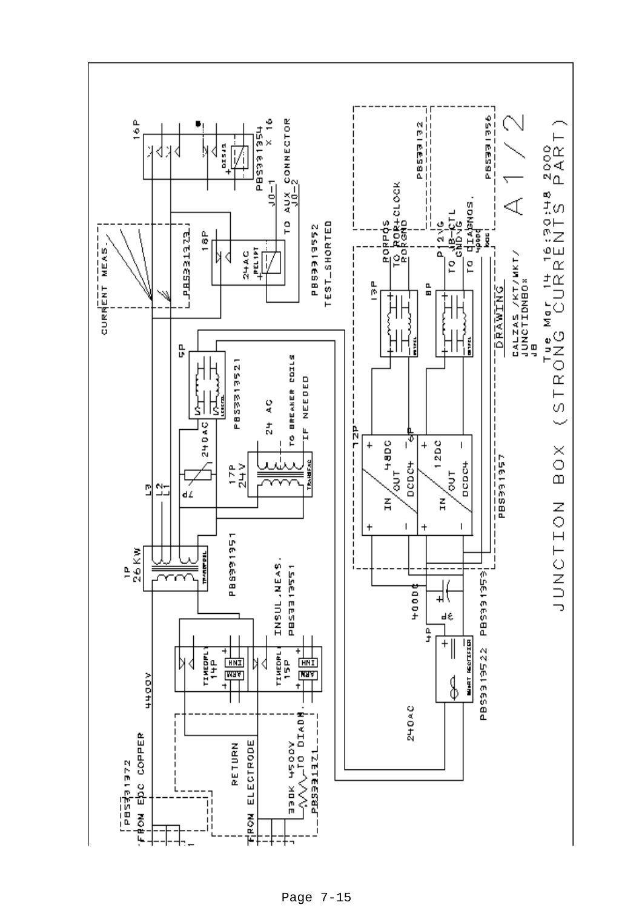# JUNCTION BOX (STRONG CURRENTS PART)

## A 1/2

DRAWING
CALZAS /KT/WKT/
JUNCTIONBOX
JB
Tue Mar 14 16:30:48 2000

- PBS331372 FROM EDC COPPER
- RETURN FROM ELECTRODE
- 330K 4500V TO DIADN.
- PBS331371
- 4400V
- TIMEDRL 14P ARM INI
- TIMEDRL 15P ARM INI
- INSUL.MEAS. PBS313551
- 1P 26KW TRANSFORMER PBS331351
- L3 L2 L1
- 7P
- 240AC
- 17P 24V TRANSFAC
- 24 AC TO BREAKER COILS IF NEEDED
- 5P PBS313521
- CURRENT MEAS. PBS331323
- 16P 24AC REL1PT
- PBS313552 TEST_SHORTED
- 16P DIS1A PBS331354 X 16
- J0-1 J0-2 TO AUX CONNECTOR
- 240AC
- 4P SMART RECTIFIER PBS313522
- 400DC
- 4P PBS331353
- 12P
- IN OUT 48DC DCDC4
- IN OUT 12DC DCDC4
- PBS331357
- 13P
- 8P
- RORPOS TO ROR+CLOCK RORGND
- P12VG TO JB-CTL GNDVG
- TO DIAGNOS. 400DC
- PBS331132
- PBS331356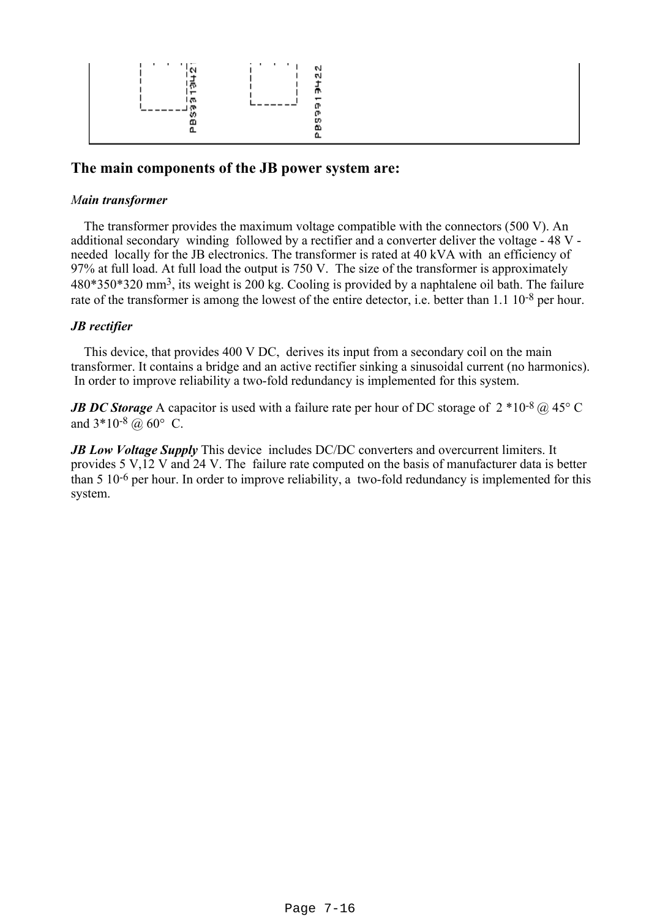## The main components of the JB power system are:

*Main transformer*

The transformer provides the maximum voltage compatible with the connectors (500 V). An additional secondary winding followed by a rectifier and a converter deliver the voltage - 48 V - needed locally for the JB electronics. The transformer is rated at 40 kVA with an efficiency of 97% at full load. At full load the output is 750 V. The size of the transformer is approximately 480*350*320 $mm^3$, its weight is 200 kg. Cooling is provided by a naphtalene oil bath. The failure rate of the transformer is among the lowest of the entire detector, i.e. better than 1.1 $10^{-8}$ per hour.

*JB rectifier*

This device, that provides 400 V DC, derives its input from a secondary coil on the main transformer. It contains a bridge and an active rectifier sinking a sinusoidal current (no harmonics). In order to improve reliability a two-fold redundancy is implemented for this system.

***JB DC Storage*** A capacitor is used with a failure rate per hour of DC storage of 2 *$10^{-8}$ @ 45° C and 3*$10^{-8}$ @ 60° C.

***JB Low Voltage Supply*** This device includes DC/DC converters and overcurrent limiters. It provides 5 V,12 V and 24 V. The failure rate computed on the basis of manufacturer data is better than 5 $10^{-6}$ per hour. In order to improve reliability, a two-fold redundancy is implemented for this system.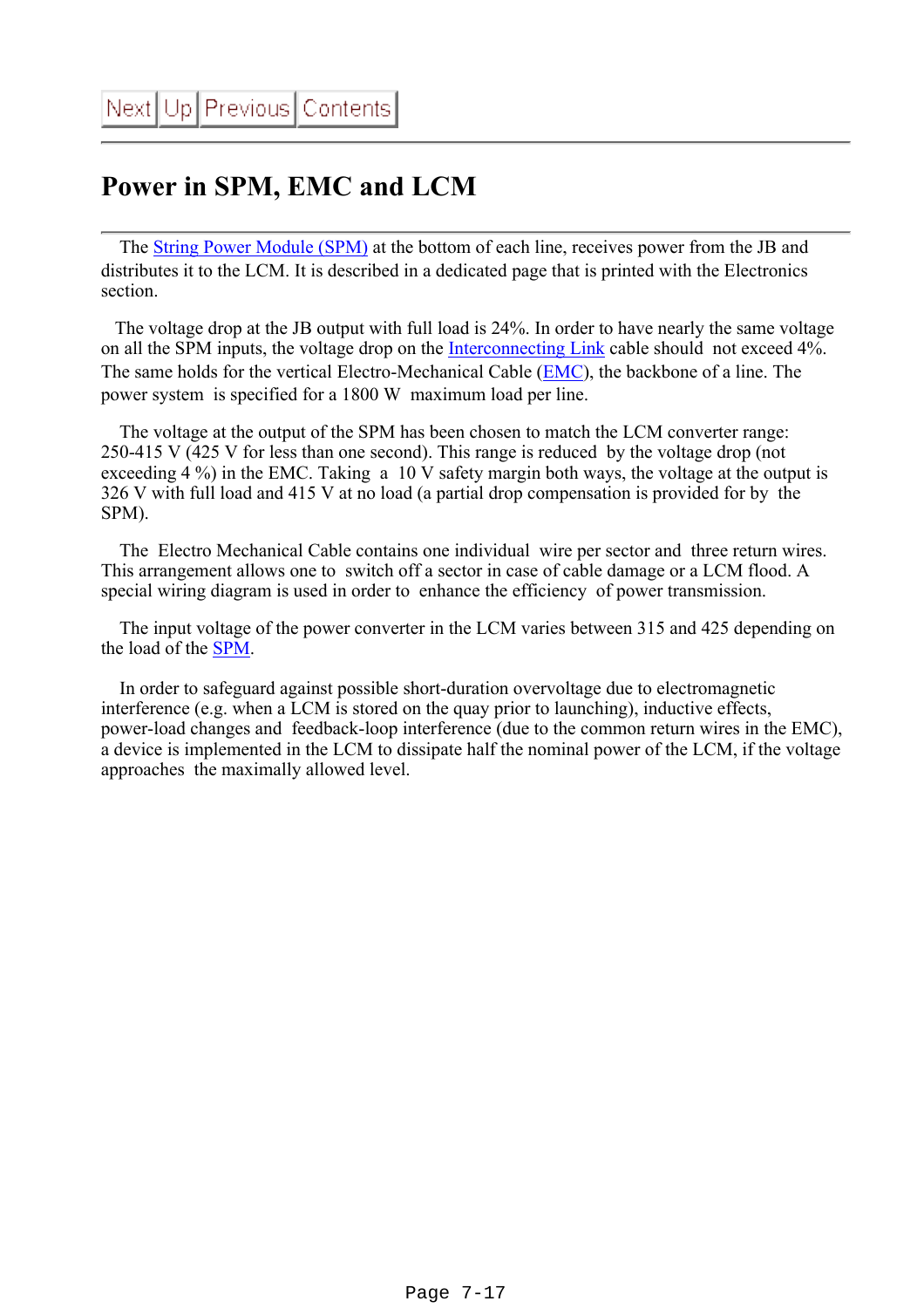Next Up Previous Contents

# Power in SPM, EMC and LCM

The String Power Module (SPM) at the bottom of each line, receives power from the JB and distributes it to the LCM. It is described in a dedicated page that is printed with the Electronics section.

The voltage drop at the JB output with full load is 24%. In order to have nearly the same voltage on all the SPM inputs, the voltage drop on the Interconnecting Link cable should not exceed 4%. The same holds for the vertical Electro-Mechanical Cable (EMC), the backbone of a line. The power system is specified for a 1800 W maximum load per line.

The voltage at the output of the SPM has been chosen to match the LCM converter range: 250-415 V (425 V for less than one second). This range is reduced by the voltage drop (not exceeding 4 %) in the EMC. Taking a 10 V safety margin both ways, the voltage at the output is 326 V with full load and 415 V at no load (a partial drop compensation is provided for by the SPM).

The Electro Mechanical Cable contains one individual wire per sector and three return wires. This arrangement allows one to switch off a sector in case of cable damage or a LCM flood. A special wiring diagram is used in order to enhance the efficiency of power transmission.

The input voltage of the power converter in the LCM varies between 315 and 425 depending on the load of the SPM.

In order to safeguard against possible short-duration overvoltage due to electromagnetic interference (e.g. when a LCM is stored on the quay prior to launching), inductive effects, power-load changes and feedback-loop interference (due to the common return wires in the EMC), a device is implemented in the LCM to dissipate half the nominal power of the LCM, if the voltage approaches the maximally allowed level.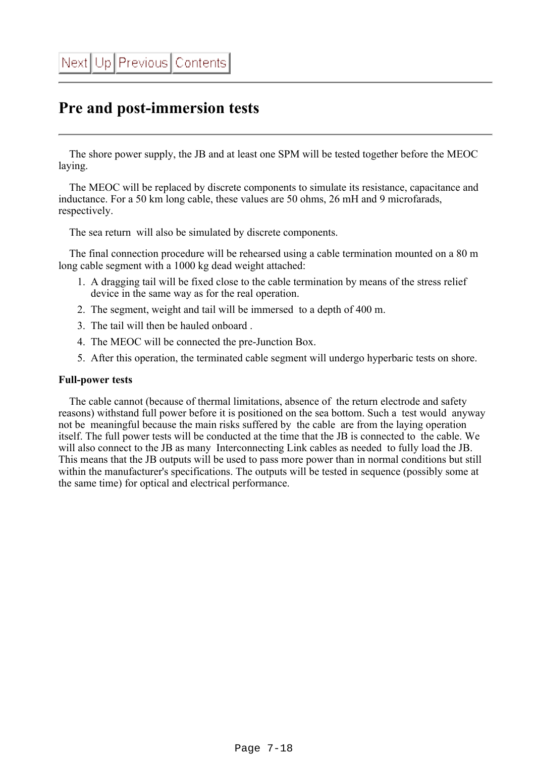# Pre and post-immersion tests

The shore power supply, the JB and at least one SPM will be tested together before the MEOC laying.

The MEOC will be replaced by discrete components to simulate its resistance, capacitance and inductance. For a 50 km long cable, these values are 50 ohms, 26 mH and 9 microfarads, respectively.

The sea return will also be simulated by discrete components.

The final connection procedure will be rehearsed using a cable termination mounted on a 80 m long cable segment with a 1000 kg dead weight attached:

1. A dragging tail will be fixed close to the cable termination by means of the stress relief device in the same way as for the real operation.
2. The segment, weight and tail will be immersed to a depth of 400 m.
3. The tail will then be hauled onboard .
4. The MEOC will be connected the pre-Junction Box.
5. After this operation, the terminated cable segment will undergo hyperbaric tests on shore.

**Full-power tests**

The cable cannot (because of thermal limitations, absence of the return electrode and safety reasons) withstand full power before it is positioned on the sea bottom. Such a test would anyway not be meaningful because the main risks suffered by the cable are from the laying operation itself. The full power tests will be conducted at the time that the JB is connected to the cable. We will also connect to the JB as many Interconnecting Link cables as needed to fully load the JB. This means that the JB outputs will be used to pass more power than in normal conditions but still within the manufacturer's specifications. The outputs will be tested in sequence (possibly some at the same time) for optical and electrical performance.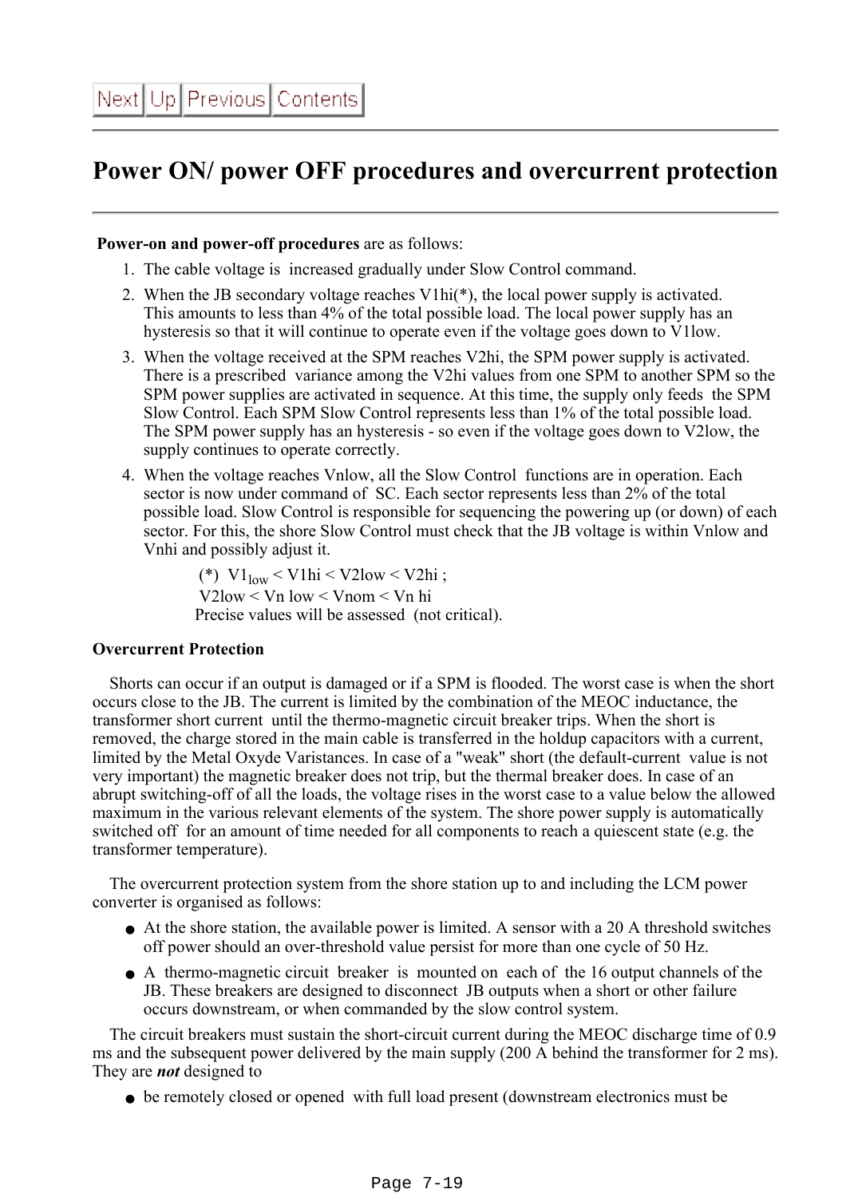# Power ON/ power OFF procedures and overcurrent protection

**Power-on and power-off procedures** are as follows:

1. The cable voltage is increased gradually under Slow Control command.
2. When the JB secondary voltage reaches V1hi(*), the local power supply is activated. This amounts to less than 4% of the total possible load. The local power supply has an hysteresis so that it will continue to operate even if the voltage goes down to V1low.
3. When the voltage received at the SPM reaches V2hi, the SPM power supply is activated. There is a prescribed variance among the V2hi values from one SPM to another SPM so the SPM power supplies are activated in sequence. At this time, the supply only feeds the SPM Slow Control. Each SPM Slow Control represents less than 1% of the total possible load. The SPM power supply has an hysteresis - so even if the voltage goes down to V2low, the supply continues to operate correctly.
4. When the voltage reaches Vnlow, all the Slow Control functions are in operation. Each sector is now under command of SC. Each sector represents less than 2% of the total possible load. Slow Control is responsible for sequencing the powering up (or down) of each sector. For this, the shore Slow Control must check that the JB voltage is within Vnlow and Vnhi and possibly adjust it.

(*) $V1_{low}$ < V1hi < V2low < V2hi ;
V2low < Vn low < Vnom < Vn hi
Precise values will be assessed (not critical).

**Overcurrent Protection**

Shorts can occur if an output is damaged or if a SPM is flooded. The worst case is when the short occurs close to the JB. The current is limited by the combination of the MEOC inductance, the transformer short current until the thermo-magnetic circuit breaker trips. When the short is removed, the charge stored in the main cable is transferred in the holdup capacitors with a current, limited by the Metal Oxyde Varistances. In case of a "weak" short (the default-current value is not very important) the magnetic breaker does not trip, but the thermal breaker does. In case of an abrupt switching-off of all the loads, the voltage rises in the worst case to a value below the allowed maximum in the various relevant elements of the system. The shore power supply is automatically switched off for an amount of time needed for all components to reach a quiescent state (e.g. the transformer temperature).

The overcurrent protection system from the shore station up to and including the LCM power converter is organised as follows:

- At the shore station, the available power is limited. A sensor with a 20 A threshold switches off power should an over-threshold value persist for more than one cycle of 50 Hz.
- A thermo-magnetic circuit breaker is mounted on each of the 16 output channels of the JB. These breakers are designed to disconnect JB outputs when a short or other failure occurs downstream, or when commanded by the slow control system.

The circuit breakers must sustain the short-circuit current during the MEOC discharge time of 0.9 ms and the subsequent power delivered by the main supply (200 A behind the transformer for 2 ms). They are ***not*** designed to

- be remotely closed or opened with full load present (downstream electronics must be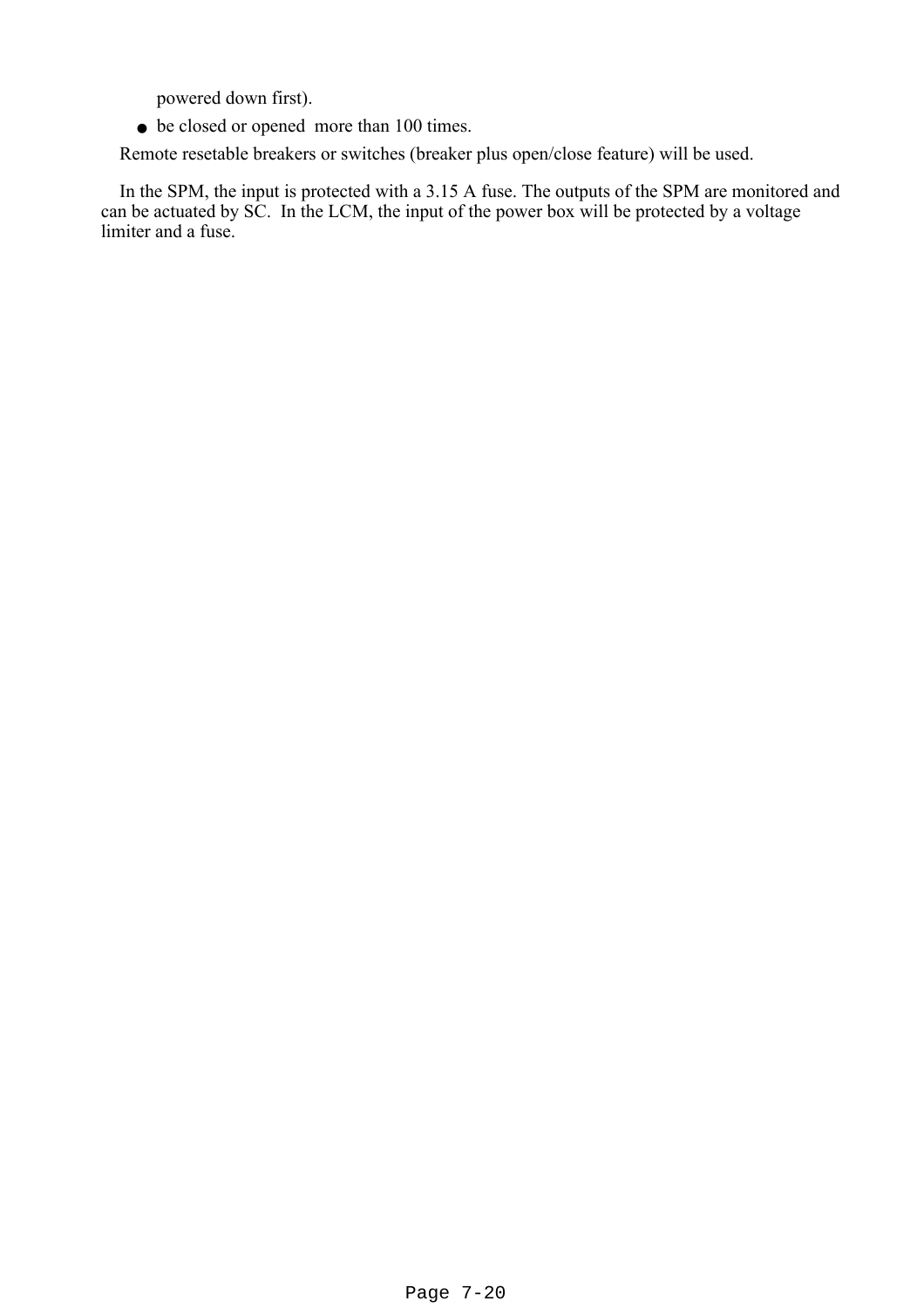powered down first).

- be closed or opened  more than 100 times.

Remote resetable breakers or switches (breaker plus open/close feature) will be used.

In the SPM, the input is protected with a 3.15 A fuse. The outputs of the SPM are monitored and can be actuated by SC.  In the LCM, the input of the power box will be protected by a voltage limiter and a fuse.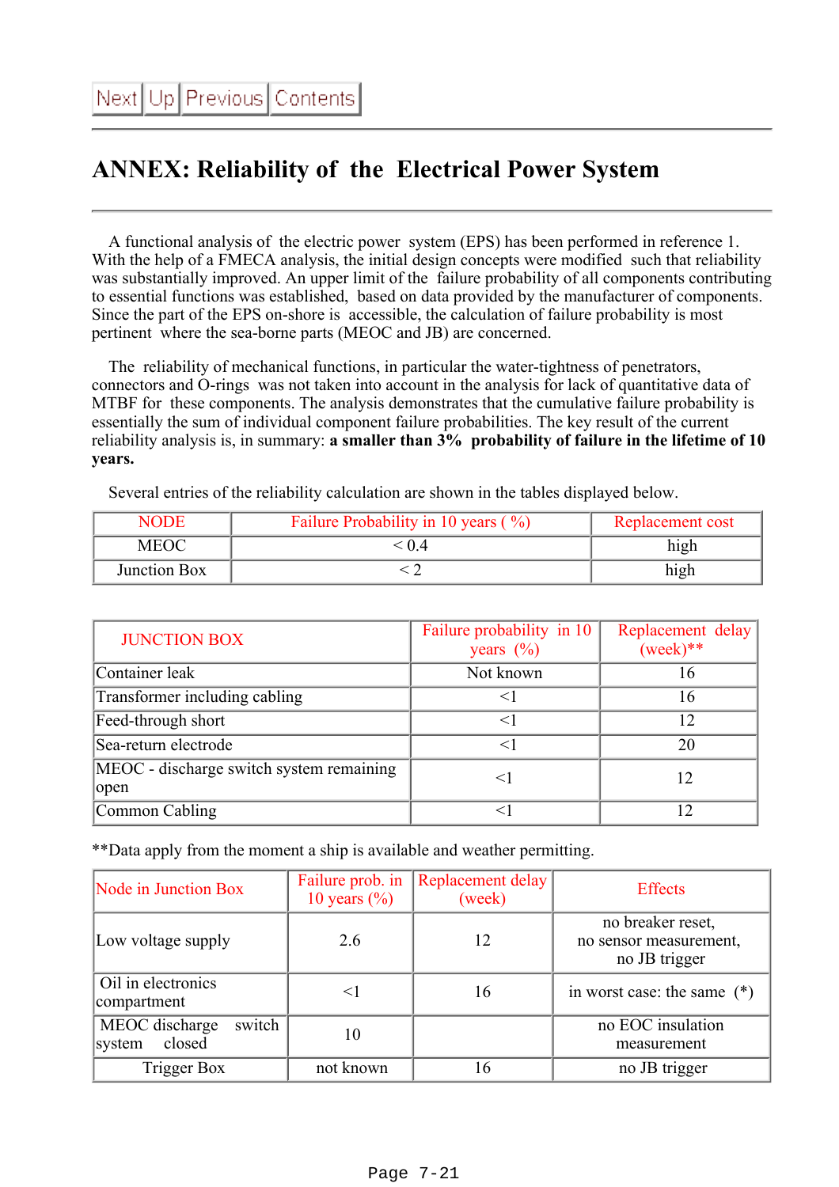Next | Up | Previous | Contents

# ANNEX: Reliability of the Electrical Power System

A functional analysis of the electric power system (EPS) has been performed in reference 1. With the help of a FMECA analysis, the initial design concepts were modified such that reliability was substantially improved. An upper limit of the failure probability of all components contributing to essential functions was established, based on data provided by the manufacturer of components. Since the part of the EPS on-shore is accessible, the calculation of failure probability is most pertinent where the sea-borne parts (MEOC and JB) are concerned.

The reliability of mechanical functions, in particular the water-tightness of penetrators, connectors and O-rings was not taken into account in the analysis for lack of quantitative data of MTBF for these components. The analysis demonstrates that the cumulative failure probability is essentially the sum of individual component failure probabilities. The key result of the current reliability analysis is, in summary: **a smaller than 3% probability of failure in the lifetime of 10 years.**

Several entries of the reliability calculation are shown in the tables displayed below.

| NODE | Failure Probability in 10 years ( %) | Replacement cost |
|---|---|---|
| MEOC | < 0.4 | high |
| Junction Box | < 2 | high |

| JUNCTION BOX | Failure probability in 10 years (%) | Replacement delay (week)** |
|---|---|---|
| Container leak | Not known | 16 |
| Transformer including cabling | <1 | 16 |
| Feed-through short | <1 | 12 |
| Sea-return electrode | <1 | 20 |
| MEOC - discharge switch system remaining open | <1 | 12 |
| Common Cabling | <1 | 12 |

**Data apply from the moment a ship is available and weather permitting.

| Node in Junction Box | Failure prob. in 10 years (%) | Replacement delay (week) | Effects |
|---|---|---|---|
| Low voltage supply | 2.6 | 12 | no breaker reset, no sensor measurement, no JB trigger |
| Oil in electronics compartment | <1 | 16 | in worst case: the same (*) |
| MEOC discharge switch system closed | 10 | | no EOC insulation measurement |
| Trigger Box | not known | 16 | no JB trigger |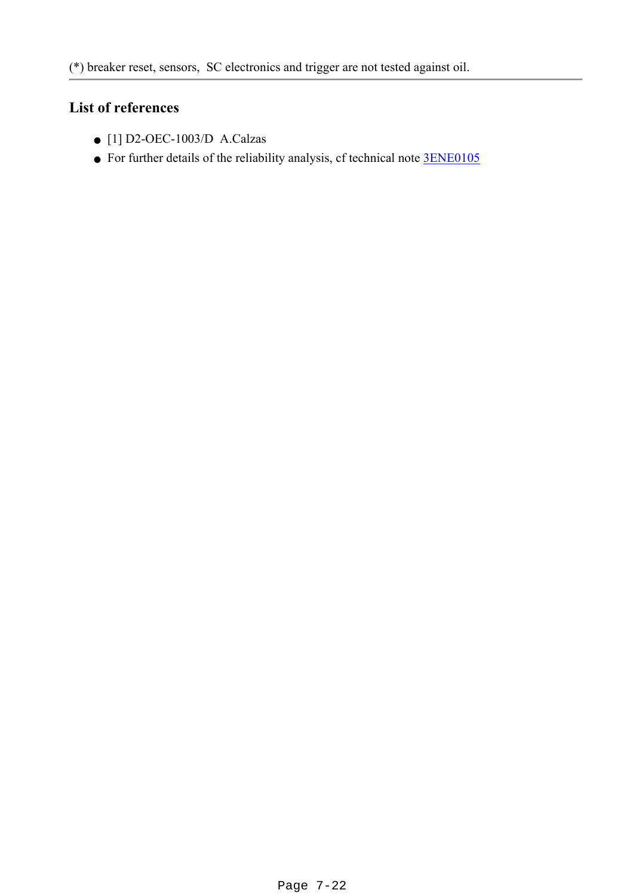(*) breaker reset, sensors,  SC electronics and trigger are not tested against oil.

---

## List of references

- [1] D2-OEC-1003/D  A.Calzas
- For further details of the reliability analysis, cf technical note 3ENE0105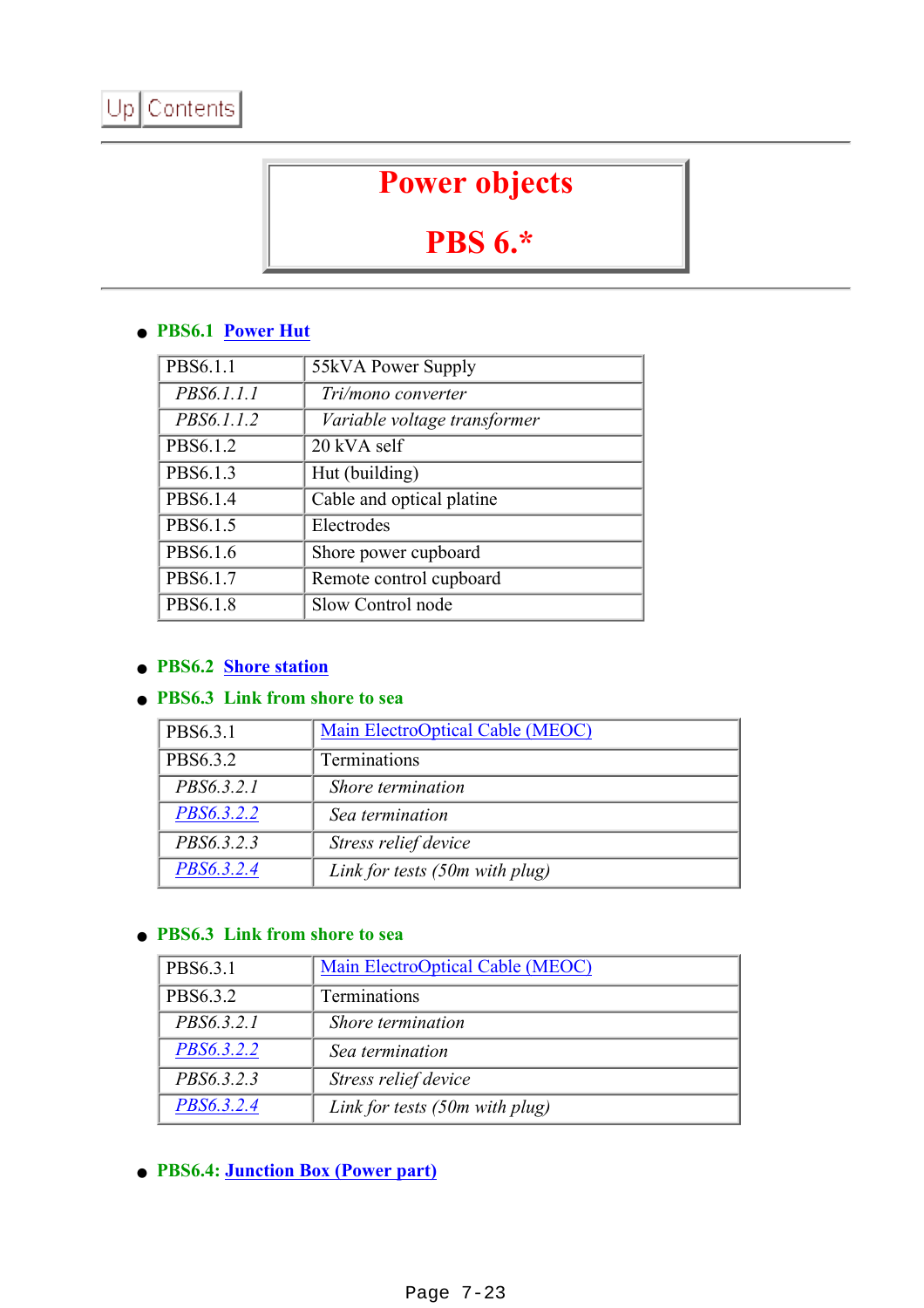Up Contents

# Power objects

# PBS 6.*

- **PBS6.1 Power Hut**

| PBS6.1.1 | 55kVA Power Supply |
|---|---|
| *PBS6.1.1.1* | *Tri/mono converter* |
| *PBS6.1.1.2* | *Variable voltage transformer* |
| PBS6.1.2 | 20 kVA self |
| PBS6.1.3 | Hut (building) |
| PBS6.1.4 | Cable and optical platine |
| PBS6.1.5 | Electrodes |
| PBS6.1.6 | Shore power cupboard |
| PBS6.1.7 | Remote control cupboard |
| PBS6.1.8 | Slow Control node |

- **PBS6.2 Shore station**
- **PBS6.3 Link from shore to sea**

| PBS6.3.1 | Main ElectroOptical Cable (MEOC) |
|---|---|
| PBS6.3.2 | Terminations |
| *PBS6.3.2.1* | *Shore termination* |
| *PBS6.3.2.2* | *Sea termination* |
| *PBS6.3.2.3* | *Stress relief device* |
| *PBS6.3.2.4* | *Link for tests (50m with plug)* |

- **PBS6.3 Link from shore to sea**

| PBS6.3.1 | Main ElectroOptical Cable (MEOC) |
|---|---|
| PBS6.3.2 | Terminations |
| *PBS6.3.2.1* | *Shore termination* |
| *PBS6.3.2.2* | *Sea termination* |
| *PBS6.3.2.3* | *Stress relief device* |
| *PBS6.3.2.4* | *Link for tests (50m with plug)* |

- **PBS6.4: Junction Box (Power part)**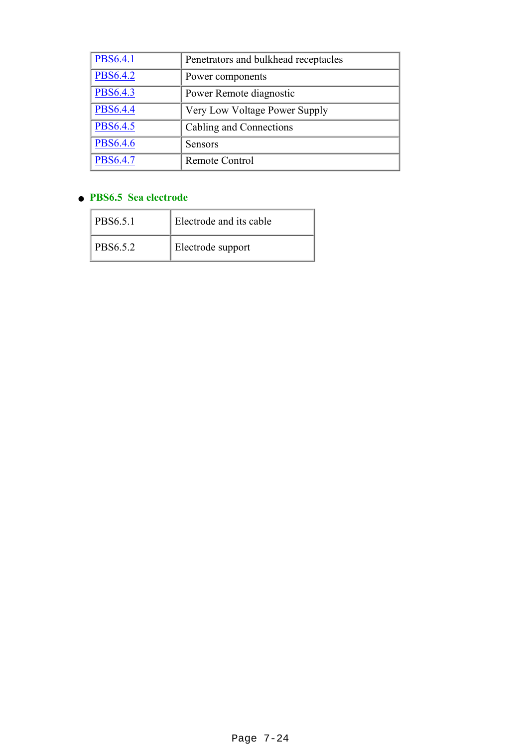| | |
|---|---|
| PBS6.4.1 | Penetrators and bulkhead receptacles |
| PBS6.4.2 | Power components |
| PBS6.4.3 | Power Remote diagnostic |
| PBS6.4.4 | Very Low Voltage Power Supply |
| PBS6.4.5 | Cabling and Connections |
| PBS6.4.6 | Sensors |
| PBS6.4.7 | Remote Control |

- **PBS6.5 Sea electrode**

| | |
|---|---|
| PBS6.5.1 | Electrode and its cable |
| PBS6.5.2 | Electrode support |